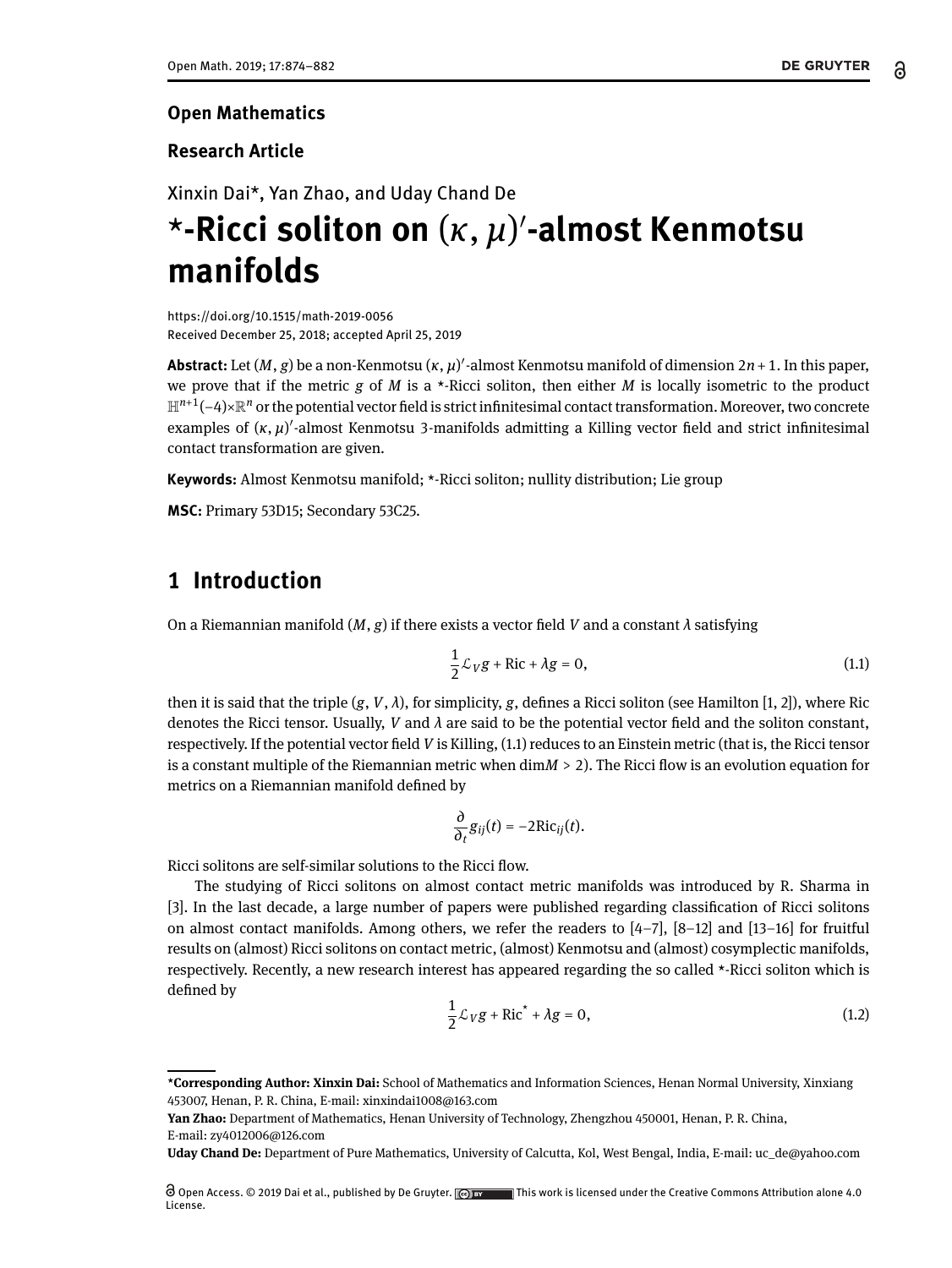**Open Mathematics**

**Research Article**

Xinxin Dai*, Yan Zhao, and Uday Chand De

# *-Ricci soliton on $(\kappa, \mu)'$-almost Kenmotsu manifolds

https://doi.org/10.1515/math-2019-0056
Received December 25, 2018; accepted April 25, 2019

**Abstract:** Let $(M, g)$ be a non-Kenmotsu $(\kappa, \mu)'$-almost Kenmotsu manifold of dimension $2n+1$. In this paper, we prove that if the metric $g$ of $M$ is a *-Ricci soliton, then either $M$ is locally isometric to the product $\mathbb{H}^{n+1}(-4)\times\mathbb{R}^n$ or the potential vector field is strict infinitesimal contact transformation. Moreover, two concrete examples of $(\kappa, \mu)'$-almost Kenmotsu 3-manifolds admitting a Killing vector field and strict infinitesimal contact transformation are given.

**Keywords:** Almost Kenmotsu manifold; *-Ricci soliton; nullity distribution; Lie group

**MSC:** Primary 53D15; Secondary 53C25.

## 1 Introduction

On a Riemannian manifold $(M, g)$ if there exists a vector field $V$ and a constant $\lambda$ satisfying

$$\frac{1}{2}\mathcal{L}_V g + \mathrm{Ric} + \lambda g = 0, \tag{1.1}$$

then it is said that the triple $(g, V, \lambda)$, for simplicity, $g$, defines a Ricci soliton (see Hamilton [1, 2]), where Ric denotes the Ricci tensor. Usually, $V$ and $\lambda$ are said to be the potential vector field and the soliton constant, respectively. If the potential vector field $V$ is Killing, (1.1) reduces to an Einstein metric (that is, the Ricci tensor is a constant multiple of the Riemannian metric when $\dim M > 2$). The Ricci flow is an evolution equation for metrics on a Riemannian manifold defined by

$$\frac{\partial}{\partial_t} g_{ij}(t) = -2\mathrm{Ric}_{ij}(t).$$

Ricci solitons are self-similar solutions to the Ricci flow.

The studying of Ricci solitons on almost contact metric manifolds was introduced by R. Sharma in [3]. In the last decade, a large number of papers were published regarding classification of Ricci solitons on almost contact manifolds. Among others, we refer the readers to [4–7], [8–12] and [13–16] for fruitful results on (almost) Ricci solitons on contact metric, (almost) Kenmotsu and (almost) cosymplectic manifolds, respectively. Recently, a new research interest has appeared regarding the so called *-Ricci soliton which is defined by

$$\frac{1}{2}\mathcal{L}_V g + \mathrm{Ric}^* + \lambda g = 0, \tag{1.2}$$

---

***Corresponding Author: Xinxin Dai:** School of Mathematics and Information Sciences, Henan Normal University, Xinxiang 453007, Henan, P. R. China, E-mail: xinxindai1008@163.com

**Yan Zhao:** Department of Mathematics, Henan University of Technology, Zhengzhou 450001, Henan, P. R. China, E-mail: zy4012006@126.com

**Uday Chand De:** Department of Pure Mathematics, University of Calcutta, Kol, West Bengal, India, E-mail: uc_de@yahoo.com

Open Access. © 2019 Dai et al., published by De Gruyter. This work is licensed under the Creative Commons Attribution alone 4.0 License.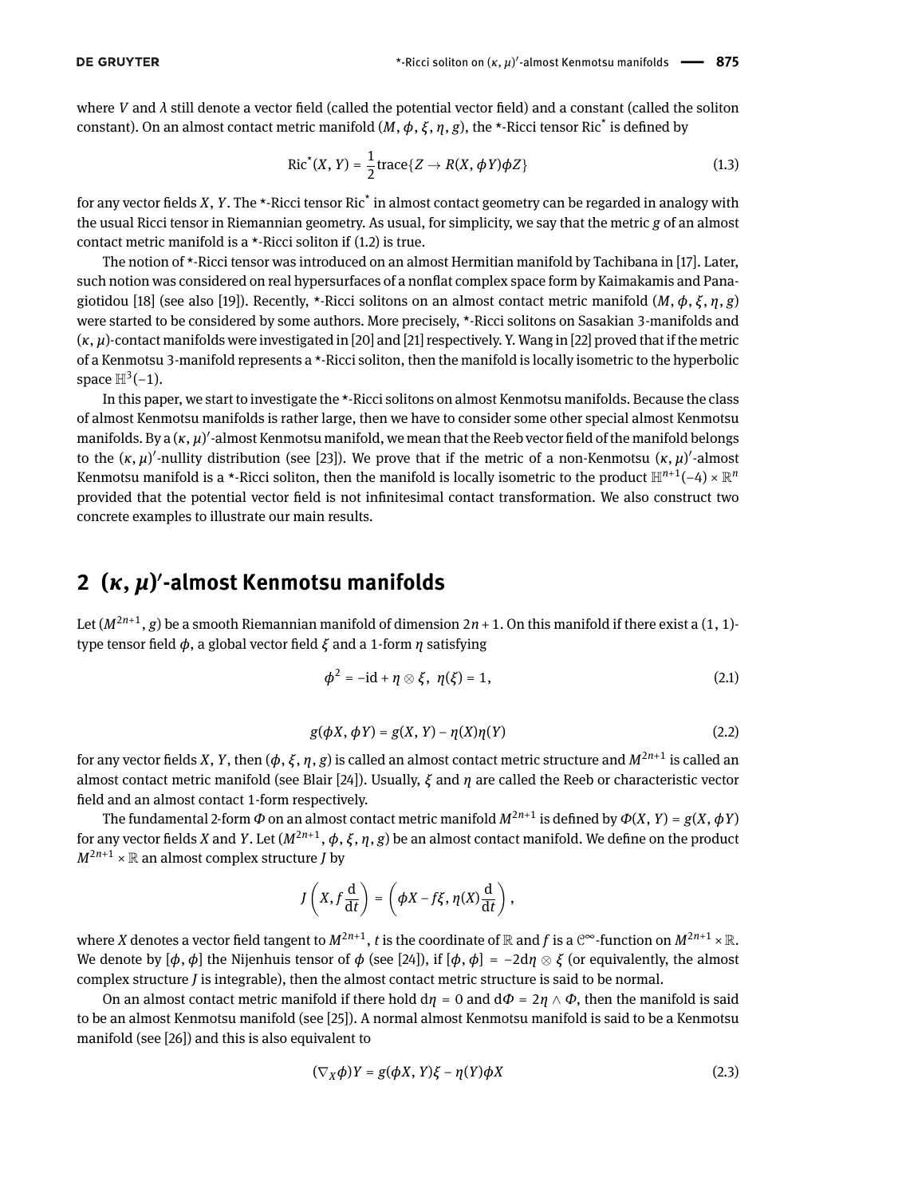where $V$ and $\lambda$ still denote a vector field (called the potential vector field) and a constant (called the soliton constant). On an almost contact metric manifold $(M, \phi, \xi, \eta, g)$, the $*$-Ricci tensor $\mathrm{Ric}^*$ is defined by

$$\mathrm{Ric}^*(X, Y) = \frac{1}{2}\mathrm{trace}\{Z \to R(X, \phi Y)\phi Z\} \tag{1.3}$$

for any vector fields $X$, $Y$. The $*$-Ricci tensor $\mathrm{Ric}^*$ in almost contact geometry can be regarded in analogy with the usual Ricci tensor in Riemannian geometry. As usual, for simplicity, we say that the metric $g$ of an almost contact metric manifold is a $*$-Ricci soliton if (1.2) is true.

The notion of $*$-Ricci tensor was introduced on an almost Hermitian manifold by Tachibana in [17]. Later, such notion was considered on real hypersurfaces of a nonflat complex space form by Kaimakamis and Panagiotidou [18] (see also [19]). Recently, $*$-Ricci solitons on an almost contact metric manifold $(M, \phi, \xi, \eta, g)$ were started to be considered by some authors. More precisely, $*$-Ricci solitons on Sasakian 3-manifolds and $(\kappa, \mu)$-contact manifolds were investigated in [20] and [21] respectively. Y. Wang in [22] proved that if the metric of a Kenmotsu 3-manifold represents a $*$-Ricci soliton, then the manifold is locally isometric to the hyperbolic space $\mathbb{H}^3(-1)$.

In this paper, we start to investigate the $*$-Ricci solitons on almost Kenmotsu manifolds. Because the class of almost Kenmotsu manifolds is rather large, then we have to consider some other special almost Kenmotsu manifolds. By a $(\kappa, \mu)'$-almost Kenmotsu manifold, we mean that the Reeb vector field of the manifold belongs to the $(\kappa, \mu)'$-nullity distribution (see [23]). We prove that if the metric of a non-Kenmotsu $(\kappa, \mu)'$-almost Kenmotsu manifold is a $*$-Ricci soliton, then the manifold is locally isometric to the product $\mathbb{H}^{n+1}(-4) \times \mathbb{R}^n$ provided that the potential vector field is not infinitesimal contact transformation. We also construct two concrete examples to illustrate our main results.

## 2 $(\kappa, \mu)'$-almost Kenmotsu manifolds

Let $(M^{2n+1}, g)$ be a smooth Riemannian manifold of dimension $2n+1$. On this manifold if there exist a $(1,1)$-type tensor field $\phi$, a global vector field $\xi$ and a 1-form $\eta$ satisfying

$$\phi^2 = -\mathrm{id} + \eta \otimes \xi, \ \ \eta(\xi) = 1, \tag{2.1}$$

$$g(\phi X, \phi Y) = g(X, Y) - \eta(X)\eta(Y) \tag{2.2}$$

for any vector fields $X$, $Y$, then $(\phi, \xi, \eta, g)$ is called an almost contact metric structure and $M^{2n+1}$ is called an almost contact metric manifold (see Blair [24]). Usually, $\xi$ and $\eta$ are called the Reeb or characteristic vector field and an almost contact 1-form respectively.

The fundamental 2-form $\Phi$ on an almost contact metric manifold $M^{2n+1}$ is defined by $\Phi(X, Y) = g(X, \phi Y)$ for any vector fields $X$ and $Y$. Let $(M^{2n+1}, \phi, \xi, \eta, g)$ be an almost contact manifold. We define on the product $M^{2n+1} \times \mathbb{R}$ an almost complex structure $J$ by

$$J\left(X, f\frac{\mathrm{d}}{\mathrm{d}t}\right) = \left(\phi X - f\xi, \eta(X)\frac{\mathrm{d}}{\mathrm{d}t}\right),$$

where $X$ denotes a vector field tangent to $M^{2n+1}$, $t$ is the coordinate of $\mathbb{R}$ and $f$ is a $\mathcal{C}^\infty$-function on $M^{2n+1} \times \mathbb{R}$. We denote by $[\phi, \phi]$ the Nijenhuis tensor of $\phi$ (see [24]), if $[\phi, \phi] = -2\mathrm{d}\eta \otimes \xi$ (or equivalently, the almost complex structure $J$ is integrable), then the almost contact metric structure is said to be normal.

On an almost contact metric manifold if there hold $\mathrm{d}\eta = 0$ and $\mathrm{d}\Phi = 2\eta \wedge \Phi$, then the manifold is said to be an almost Kenmotsu manifold (see [25]). A normal almost Kenmotsu manifold is said to be a Kenmotsu manifold (see [26]) and this is also equivalent to

$$(\nabla_X \phi)Y = g(\phi X, Y)\xi - \eta(Y)\phi X \tag{2.3}$$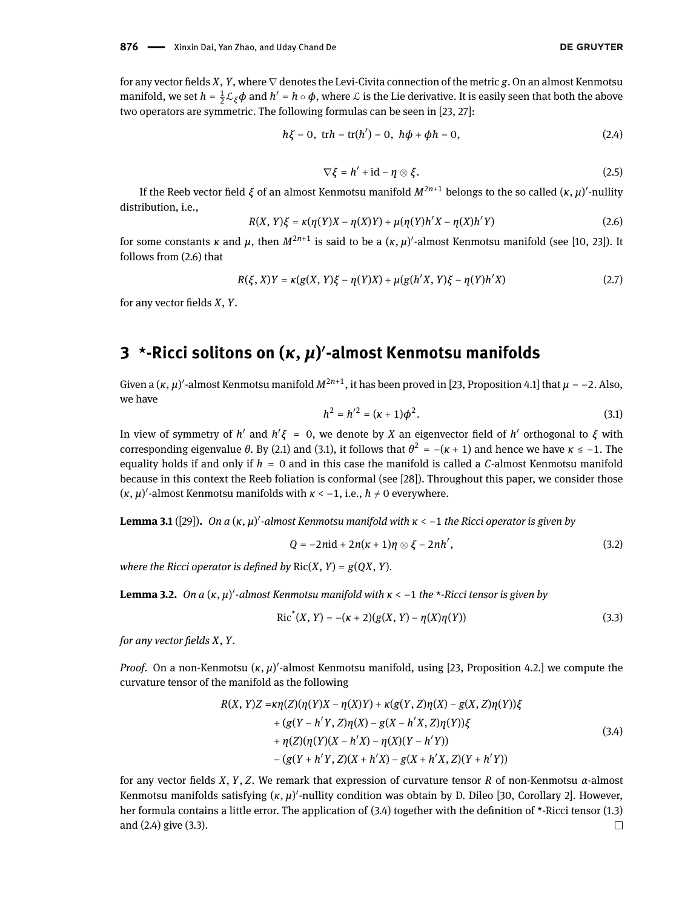for any vector fields $X, Y$, where $\nabla$ denotes the Levi-Civita connection of the metric $g$. On an almost Kenmotsu manifold, we set $h = \frac{1}{2}\mathcal{L}_\xi \phi$ and $h' = h \circ \phi$, where $\mathcal{L}$ is the Lie derivative. It is easily seen that both the above two operators are symmetric. The following formulas can be seen in [23, 27]:

$$h\xi = 0,\ \ \mathrm{tr}h = \mathrm{tr}(h') = 0,\ \ h\phi + \phi h = 0, \tag{2.4}$$

$$\nabla \xi = h' + \mathrm{id} - \eta \otimes \xi. \tag{2.5}$$

If the Reeb vector field $\xi$ of an almost Kenmotsu manifold $M^{2n+1}$ belongs to the so called $(\kappa, \mu)'$-nullity distribution, i.e.,

$$R(X, Y)\xi = \kappa(\eta(Y)X - \eta(X)Y) + \mu(\eta(Y)h'X - \eta(X)h'Y) \tag{2.6}$$

for some constants $\kappa$ and $\mu$, then $M^{2n+1}$ is said to be a $(\kappa, \mu)'$-almost Kenmotsu manifold (see [10, 23]). It follows from (2.6) that

$$R(\xi, X)Y = \kappa(g(X, Y)\xi - \eta(Y)X) + \mu(g(h'X, Y)\xi - \eta(Y)h'X) \tag{2.7}$$

for any vector fields $X, Y$.

## 3 $\star$-Ricci solitons on $(\kappa, \mu)'$-almost Kenmotsu manifolds

Given a $(\kappa, \mu)'$-almost Kenmotsu manifold $M^{2n+1}$, it has been proved in [23, Proposition 4.1] that $\mu = -2$. Also, we have

$$h^2 = h'^2 = (\kappa + 1)\phi^2. \tag{3.1}$$

In view of symmetry of $h'$ and $h'\xi = 0$, we denote by $X$ an eigenvector field of $h'$ orthogonal to $\xi$ with corresponding eigenvalue $\theta$. By (2.1) and (3.1), it follows that $\theta^2 = -(\kappa + 1)$ and hence we have $\kappa \leq -1$. The equality holds if and only if $h = 0$ and in this case the manifold is called a $C$-almost Kenmotsu manifold because in this context the Reeb foliation is conformal (see [28]). Throughout this paper, we consider those $(\kappa, \mu)'$-almost Kenmotsu manifolds with $\kappa < -1$, i.e., $h \neq 0$ everywhere.

**Lemma 3.1** ([29])**.** *On a $(\kappa, \mu)'$-almost Kenmotsu manifold with $\kappa < -1$ the Ricci operator is given by*

$$Q = -2n\mathrm{id} + 2n(\kappa + 1)\eta \otimes \xi - 2nh', \tag{3.2}$$

*where the Ricci operator is defined by* $\mathrm{Ric}(X, Y) = g(QX, Y)$.

**Lemma 3.2.** *On a $(\kappa, \mu)'$-almost Kenmotsu manifold with $\kappa < -1$ the $\star$-Ricci tensor is given by*

$$\mathrm{Ric}^{\star}(X, Y) = -(\kappa + 2)(g(X, Y) - \eta(X)\eta(Y)) \tag{3.3}$$

*for any vector fields $X, Y$.*

*Proof.* On a non-Kenmotsu $(\kappa, \mu)'$-almost Kenmotsu manifold, using [23, Proposition 4.2.] we compute the curvature tensor of the manifold as the following

$$\begin{aligned} R(X, Y)Z =& \kappa\eta(Z)(\eta(Y)X - \eta(X)Y) + \kappa(g(Y, Z)\eta(X) - g(X, Z)\eta(Y))\xi \\ &+ (g(Y - h'Y, Z)\eta(X) - g(X - h'X, Z)\eta(Y))\xi \\ &+ \eta(Z)(\eta(Y)(X - h'X) - \eta(X)(Y - h'Y)) \\ &- (g(Y + h'Y, Z)(X + h'X) - g(X + h'X, Z)(Y + h'Y)) \end{aligned} \tag{3.4}$$

for any vector fields $X, Y, Z$. We remark that expression of curvature tensor $R$ of non-Kenmotsu $\alpha$-almost Kenmotsu manifolds satisfying $(\kappa, \mu)'$-nullity condition was obtain by D. Dileo [30, Corollary 2]. However, her formula contains a little error. The application of (3.4) together with the definition of $\star$-Ricci tensor (1.3) and (2.4) give (3.3). □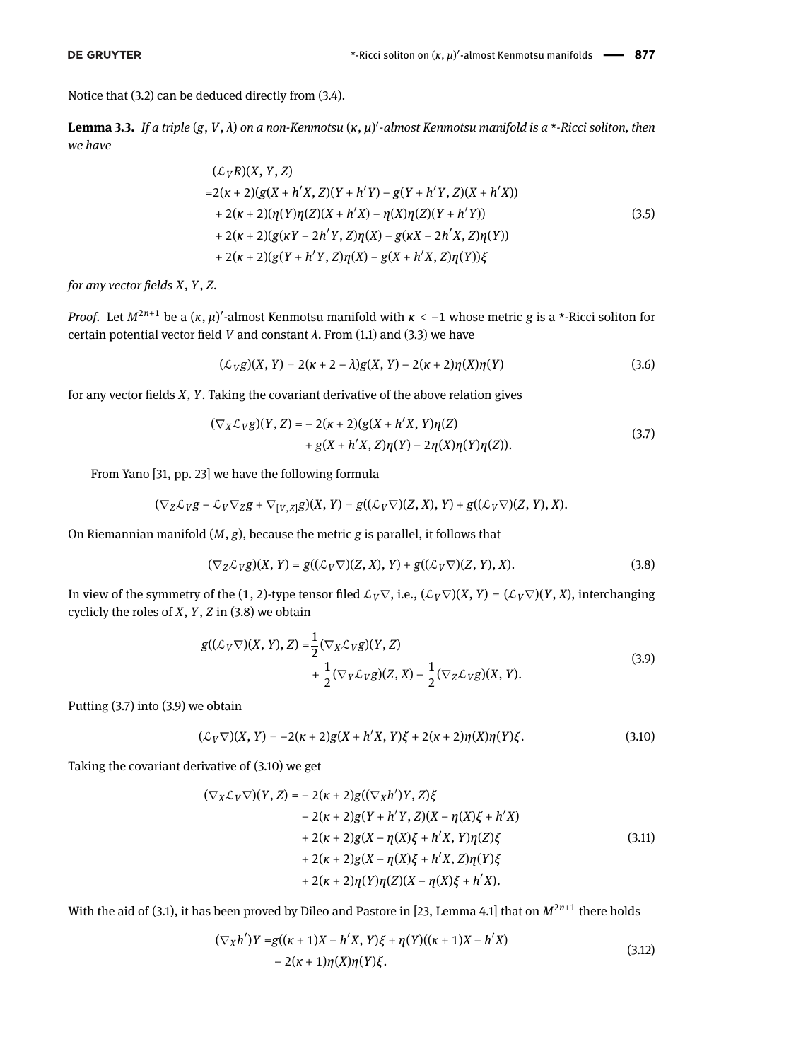Notice that (3.2) can be deduced directly from (3.4).

**Lemma 3.3.** *If a triple $(g, V, \lambda)$ on a non-Kenmotsu $(\kappa, \mu)'$-almost Kenmotsu manifold is a $\star$-Ricci soliton, then we have*

$$
\begin{aligned}
&(\mathcal{L}_V R)(X, Y, Z)\\
=&2(\kappa+2)(g(X+h'X, Z)(Y+h'Y) - g(Y+h'Y, Z)(X+h'X))\\
&+2(\kappa+2)(\eta(Y)\eta(Z)(X+h'X) - \eta(X)\eta(Z)(Y+h'Y))\\
&+2(\kappa+2)(g(\kappa Y - 2h'Y, Z)\eta(X) - g(\kappa X - 2h'X, Z)\eta(Y))\\
&+2(\kappa+2)(g(Y+h'Y, Z)\eta(X) - g(X+h'X, Z)\eta(Y))\xi
\end{aligned}
\tag{3.5}
$$

*for any vector fields $X, Y, Z$.*

*Proof.* Let $M^{2n+1}$ be a $(\kappa, \mu)'$-almost Kenmotsu manifold with $\kappa < -1$ whose metric $g$ is a $\star$-Ricci soliton for certain potential vector field $V$ and constant $\lambda$. From (1.1) and (3.3) we have

$$
(\mathcal{L}_V g)(X, Y) = 2(\kappa+2-\lambda)g(X, Y) - 2(\kappa+2)\eta(X)\eta(Y)
\tag{3.6}
$$

for any vector fields $X, Y$. Taking the covariant derivative of the above relation gives

$$
\begin{aligned}
(\nabla_X \mathcal{L}_V g)(Y, Z) = &-2(\kappa+2)(g(X+h'X, Y)\eta(Z)\\
&+g(X+h'X, Z)\eta(Y) - 2\eta(X)\eta(Y)\eta(Z)).
\end{aligned}
\tag{3.7}
$$

From Yano [31, pp. 23] we have the following formula

$$
(\nabla_Z \mathcal{L}_V g - \mathcal{L}_V \nabla_Z g + \nabla_{[V,Z]} g)(X, Y) = g((\mathcal{L}_V \nabla)(Z, X), Y) + g((\mathcal{L}_V \nabla)(Z, Y), X).
$$

On Riemannian manifold $(M, g)$, because the metric $g$ is parallel, it follows that

$$
(\nabla_Z \mathcal{L}_V g)(X, Y) = g((\mathcal{L}_V \nabla)(Z, X), Y) + g((\mathcal{L}_V \nabla)(Z, Y), X).
\tag{3.8}
$$

In view of the symmetry of the $(1, 2)$-type tensor filed $\mathcal{L}_V \nabla$, i.e., $(\mathcal{L}_V \nabla)(X, Y) = (\mathcal{L}_V \nabla)(Y, X)$, interchanging cyclicly the roles of $X, Y, Z$ in (3.8) we obtain

$$
\begin{aligned}
g((\mathcal{L}_V \nabla)(X, Y), Z) =&\frac{1}{2}(\nabla_X \mathcal{L}_V g)(Y, Z)\\
&+\frac{1}{2}(\nabla_Y \mathcal{L}_V g)(Z, X) - \frac{1}{2}(\nabla_Z \mathcal{L}_V g)(X, Y).
\end{aligned}
\tag{3.9}
$$

Putting (3.7) into (3.9) we obtain

$$
(\mathcal{L}_V \nabla)(X, Y) = -2(\kappa+2)g(X+h'X, Y)\xi + 2(\kappa+2)\eta(X)\eta(Y)\xi.
\tag{3.10}
$$

Taking the covariant derivative of (3.10) we get

$$
\begin{aligned}
(\nabla_X \mathcal{L}_V \nabla)(Y, Z) = &-2(\kappa+2)g((\nabla_X h')Y, Z)\xi\\
&-2(\kappa+2)g(Y+h'Y, Z)(X-\eta(X)\xi+h'X)\\
&+2(\kappa+2)g(X-\eta(X)\xi+h'X, Y)\eta(Z)\xi\\
&+2(\kappa+2)g(X-\eta(X)\xi+h'X, Z)\eta(Y)\xi\\
&+2(\kappa+2)\eta(Y)\eta(Z)(X-\eta(X)\xi+h'X).
\end{aligned}
\tag{3.11}
$$

With the aid of (3.1), it has been proved by Dileo and Pastore in [23, Lemma 4.1] that on $M^{2n+1}$ there holds

$$
\begin{aligned}
(\nabla_X h')Y =&g((\kappa+1)X - h'X, Y)\xi + \eta(Y)((\kappa+1)X - h'X)\\
&-2(\kappa+1)\eta(X)\eta(Y)\xi.
\end{aligned}
\tag{3.12}
$$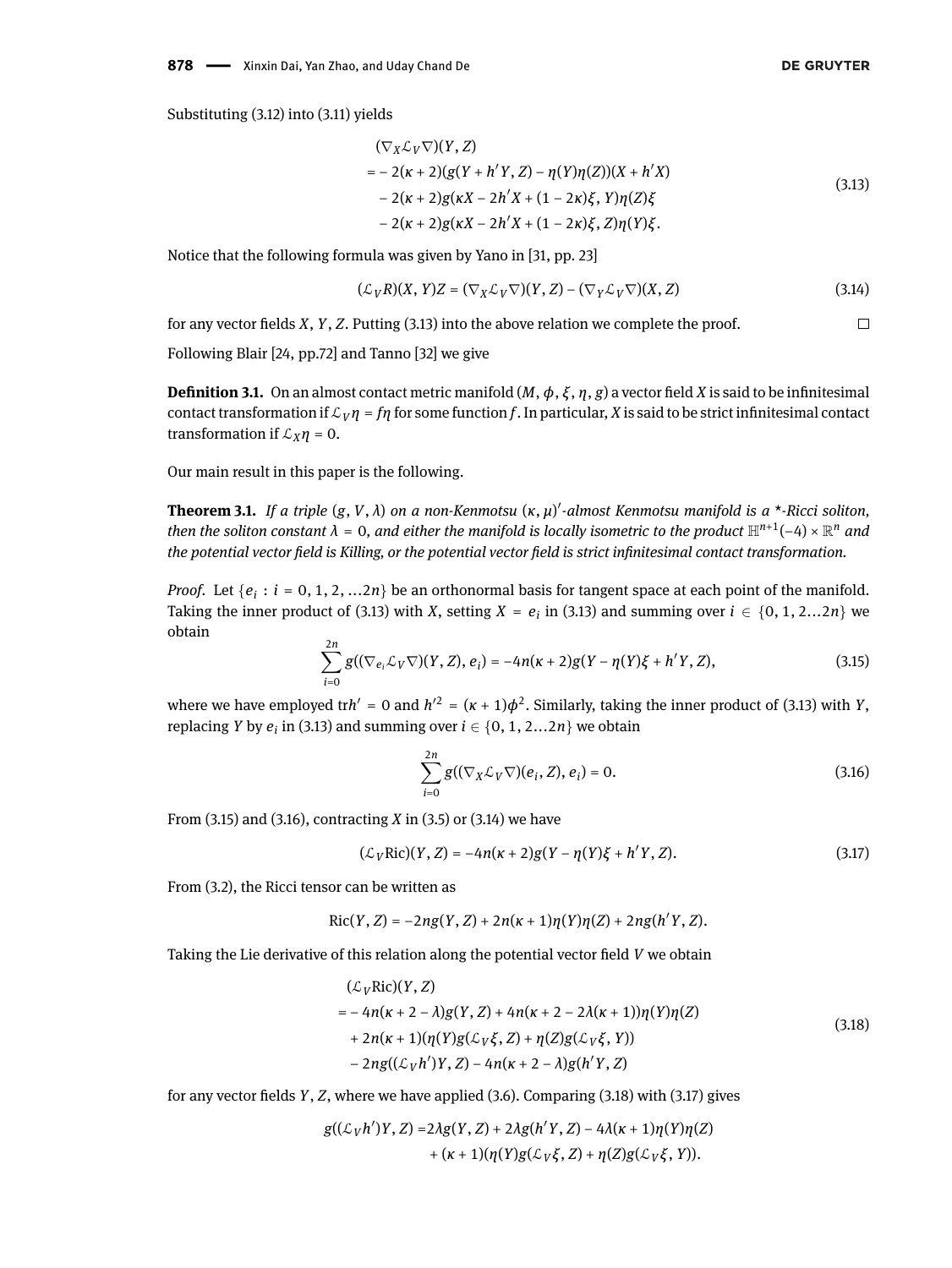Substituting (3.12) into (3.11) yields

$$
\begin{aligned}
&(\nabla_X \mathcal{L}_V \nabla)(Y, Z) \\
=& -2(\kappa+2)(g(Y+h'Y, Z) - \eta(Y)\eta(Z))(X + h'X) \\
& -2(\kappa+2)g(\kappa X - 2h'X + (1-2\kappa)\xi, Y)\eta(Z)\xi \\
& -2(\kappa+2)g(\kappa X - 2h'X + (1-2\kappa)\xi, Z)\eta(Y)\xi.
\end{aligned}
\tag{3.13}
$$

Notice that the following formula was given by Yano in [31, pp. 23]

$$
(\mathcal{L}_V R)(X, Y)Z = (\nabla_X \mathcal{L}_V \nabla)(Y, Z) - (\nabla_Y \mathcal{L}_V \nabla)(X, Z) \tag{3.14}
$$

for any vector fields $X$, $Y$, $Z$. Putting (3.13) into the above relation we complete the proof. □

Following Blair [24, pp.72] and Tanno [32] we give

**Definition 3.1.** On an almost contact metric manifold $(M, \phi, \xi, \eta, g)$ a vector field $X$ is said to be infinitesimal contact transformation if $\mathcal{L}_V \eta = f\eta$ for some function $f$. In particular, $X$ is said to be strict infinitesimal contact transformation if $\mathcal{L}_X \eta = 0$.

Our main result in this paper is the following.

**Theorem 3.1.** *If a triple $(g, V, \lambda)$ on a non-Kenmotsu $(\kappa, \mu)'$-almost Kenmotsu manifold is a $\star$-Ricci soliton, then the soliton constant $\lambda = 0$, and either the manifold is locally isometric to the product $\mathbb{H}^{n+1}(-4) \times \mathbb{R}^n$ and the potential vector field is Killing, or the potential vector field is strict infinitesimal contact transformation.*

*Proof.* Let $\{e_i : i = 0, 1, 2, \dots 2n\}$ be an orthonormal basis for tangent space at each point of the manifold. Taking the inner product of (3.13) with $X$, setting $X = e_i$ in (3.13) and summing over $i \in \{0, 1, 2 \dots 2n\}$ we obtain

$$
\sum_{i=0}^{2n} g((\nabla_{e_i} \mathcal{L}_V \nabla)(Y, Z), e_i) = -4n(\kappa+2)g(Y - \eta(Y)\xi + h'Y, Z), \tag{3.15}
$$

where we have employed $\mathrm{tr}h' = 0$ and $h'^2 = (\kappa+1)\phi^2$. Similarly, taking the inner product of (3.13) with $Y$, replacing $Y$ by $e_i$ in (3.13) and summing over $i \in \{0, 1, 2 \dots 2n\}$ we obtain

$$
\sum_{i=0}^{2n} g((\nabla_X \mathcal{L}_V \nabla)(e_i, Z), e_i) = 0. \tag{3.16}
$$

From (3.15) and (3.16), contracting $X$ in (3.5) or (3.14) we have

$$
(\mathcal{L}_V \mathrm{Ric})(Y, Z) = -4n(\kappa+2)g(Y - \eta(Y)\xi + h'Y, Z). \tag{3.17}
$$

From (3.2), the Ricci tensor can be written as

$$
\mathrm{Ric}(Y, Z) = -2ng(Y, Z) + 2n(\kappa+1)\eta(Y)\eta(Z) + 2ng(h'Y, Z).
$$

Taking the Lie derivative of this relation along the potential vector field $V$ we obtain

$$
\begin{aligned}
&(\mathcal{L}_V \mathrm{Ric})(Y, Z) \\
=& -4n(\kappa+2-\lambda)g(Y, Z) + 4n(\kappa+2-2\lambda(\kappa+1))\eta(Y)\eta(Z) \\
& + 2n(\kappa+1)(\eta(Y)g(\mathcal{L}_V \xi, Z) + \eta(Z)g(\mathcal{L}_V \xi, Y)) \\
& - 2ng((\mathcal{L}_V h')Y, Z) - 4n(\kappa+2-\lambda)g(h'Y, Z)
\end{aligned}
\tag{3.18}
$$

for any vector fields $Y$, $Z$, where we have applied (3.6). Comparing (3.18) with (3.17) gives

$$
\begin{aligned}
g((\mathcal{L}_V h')Y, Z) =& 2\lambda g(Y, Z) + 2\lambda g(h'Y, Z) - 4\lambda(\kappa+1)\eta(Y)\eta(Z) \\
& + (\kappa+1)(\eta(Y)g(\mathcal{L}_V \xi, Z) + \eta(Z)g(\mathcal{L}_V \xi, Y)).
\end{aligned}
$$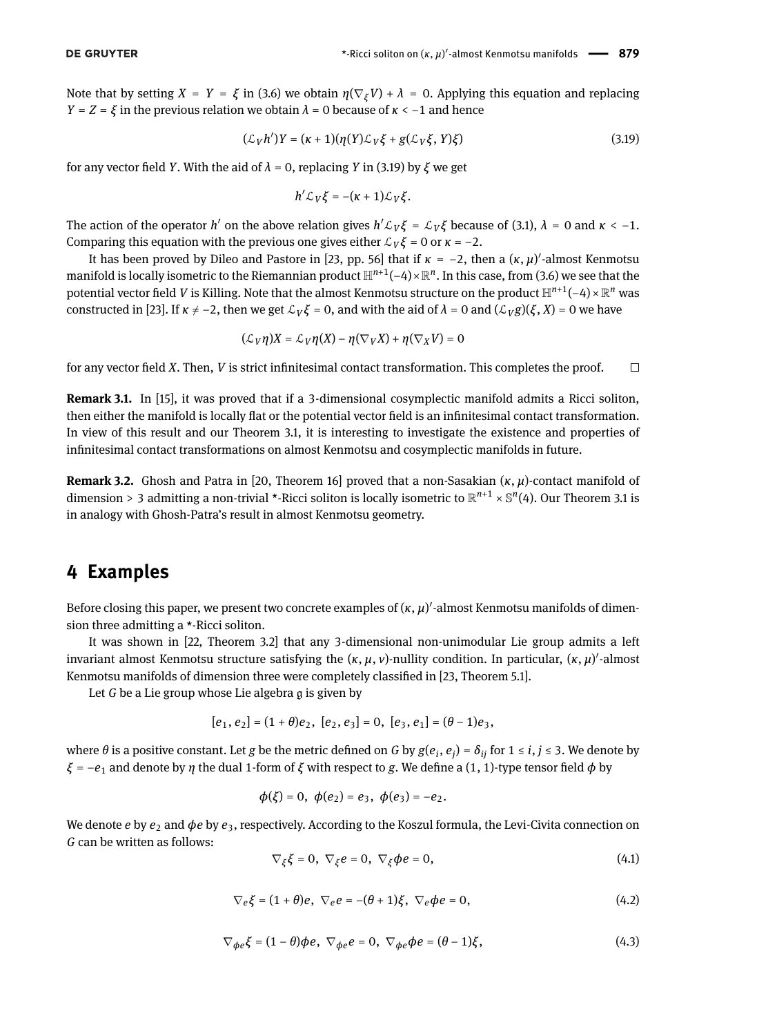Note that by setting $X = Y = \xi$ in (3.6) we obtain $\eta(\nabla_\xi V) + \lambda = 0$. Applying this equation and replacing $Y = Z = \xi$ in the previous relation we obtain $\lambda = 0$ because of $\kappa < -1$ and hence

$$(\mathcal{L}_V h')Y = (\kappa + 1)(\eta(Y)\mathcal{L}_V \xi + g(\mathcal{L}_V \xi, Y)\xi) \tag{3.19}$$

for any vector field $Y$. With the aid of $\lambda = 0$, replacing $Y$ in (3.19) by $\xi$ we get

$$h'\mathcal{L}_V \xi = -(\kappa + 1)\mathcal{L}_V \xi.$$

The action of the operator $h'$ on the above relation gives $h'\mathcal{L}_V\xi = \mathcal{L}_V\xi$ because of (3.1), $\lambda = 0$ and $\kappa < -1$. Comparing this equation with the previous one gives either $\mathcal{L}_V\xi = 0$ or $\kappa = -2$.

It has been proved by Dileo and Pastore in [23, pp. 56] that if $\kappa = -2$, then a $(\kappa, \mu)'$-almost Kenmotsu manifold is locally isometric to the Riemannian product $\mathbb{H}^{n+1}(-4) \times \mathbb{R}^n$. In this case, from (3.6) we see that the potential vector field $V$ is Killing. Note that the almost Kenmotsu structure on the product $\mathbb{H}^{n+1}(-4) \times \mathbb{R}^n$ was constructed in [23]. If $\kappa \neq -2$, then we get $\mathcal{L}_V\xi = 0$, and with the aid of $\lambda = 0$ and $(\mathcal{L}_V g)(\xi, X) = 0$ we have

$$(\mathcal{L}_V \eta)X = \mathcal{L}_V \eta(X) - \eta(\nabla_V X) + \eta(\nabla_X V) = 0$$

for any vector field $X$. Then, $V$ is strict infinitesimal contact transformation. This completes the proof. □

**Remark 3.1.** In [15], it was proved that if a 3-dimensional cosymplectic manifold admits a Ricci soliton, then either the manifold is locally flat or the potential vector field is an infinitesimal contact transformation. In view of this result and our Theorem 3.1, it is interesting to investigate the existence and properties of infinitesimal contact transformations on almost Kenmotsu and cosymplectic manifolds in future.

**Remark 3.2.** Ghosh and Patra in [20, Theorem 16] proved that a non-Sasakian $(\kappa, \mu)$-contact manifold of dimension > 3 admitting a non-trivial *-Ricci soliton is locally isometric to $\mathbb{R}^{n+1} \times \mathbb{S}^n(4)$. Our Theorem 3.1 is in analogy with Ghosh-Patra's result in almost Kenmotsu geometry.

# 4 Examples

Before closing this paper, we present two concrete examples of $(\kappa, \mu)'$-almost Kenmotsu manifolds of dimension three admitting a *-Ricci soliton.

It was shown in [22, Theorem 3.2] that any 3-dimensional non-unimodular Lie group admits a left invariant almost Kenmotsu structure satisfying the $(\kappa, \mu, \nu)$-nullity condition. In particular, $(\kappa, \mu)'$-almost Kenmotsu manifolds of dimension three were completely classified in [23, Theorem 5.1].

Let $G$ be a Lie group whose Lie algebra $\mathfrak{g}$ is given by

$$[e_1, e_2] = (1 + \theta)e_2, \ [e_2, e_3] = 0, \ [e_3, e_1] = (\theta - 1)e_3,$$

where $\theta$ is a positive constant. Let $g$ be the metric defined on $G$ by $g(e_i, e_j) = \delta_{ij}$ for $1 \leq i, j \leq 3$. We denote by $\xi = -e_1$ and denote by $\eta$ the dual 1-form of $\xi$ with respect to $g$. We define a $(1, 1)$-type tensor field $\phi$ by

$$\phi(\xi) = 0, \ \phi(e_2) = e_3, \ \phi(e_3) = -e_2.$$

We denote $e$ by $e_2$ and $\phi e$ by $e_3$, respectively. According to the Koszul formula, the Levi-Civita connection on $G$ can be written as follows:

$$\nabla_\xi \xi = 0, \ \nabla_\xi e = 0, \ \nabla_\xi \phi e = 0, \tag{4.1}$$

$$\nabla_e \xi = (1 + \theta)e, \ \nabla_e e = -(\theta + 1)\xi, \ \nabla_e \phi e = 0, \tag{4.2}$$

$$\nabla_{\phi e} \xi = (1 - \theta)\phi e, \ \nabla_{\phi e} e = 0, \ \nabla_{\phi e} \phi e = (\theta - 1)\xi, \tag{4.3}$$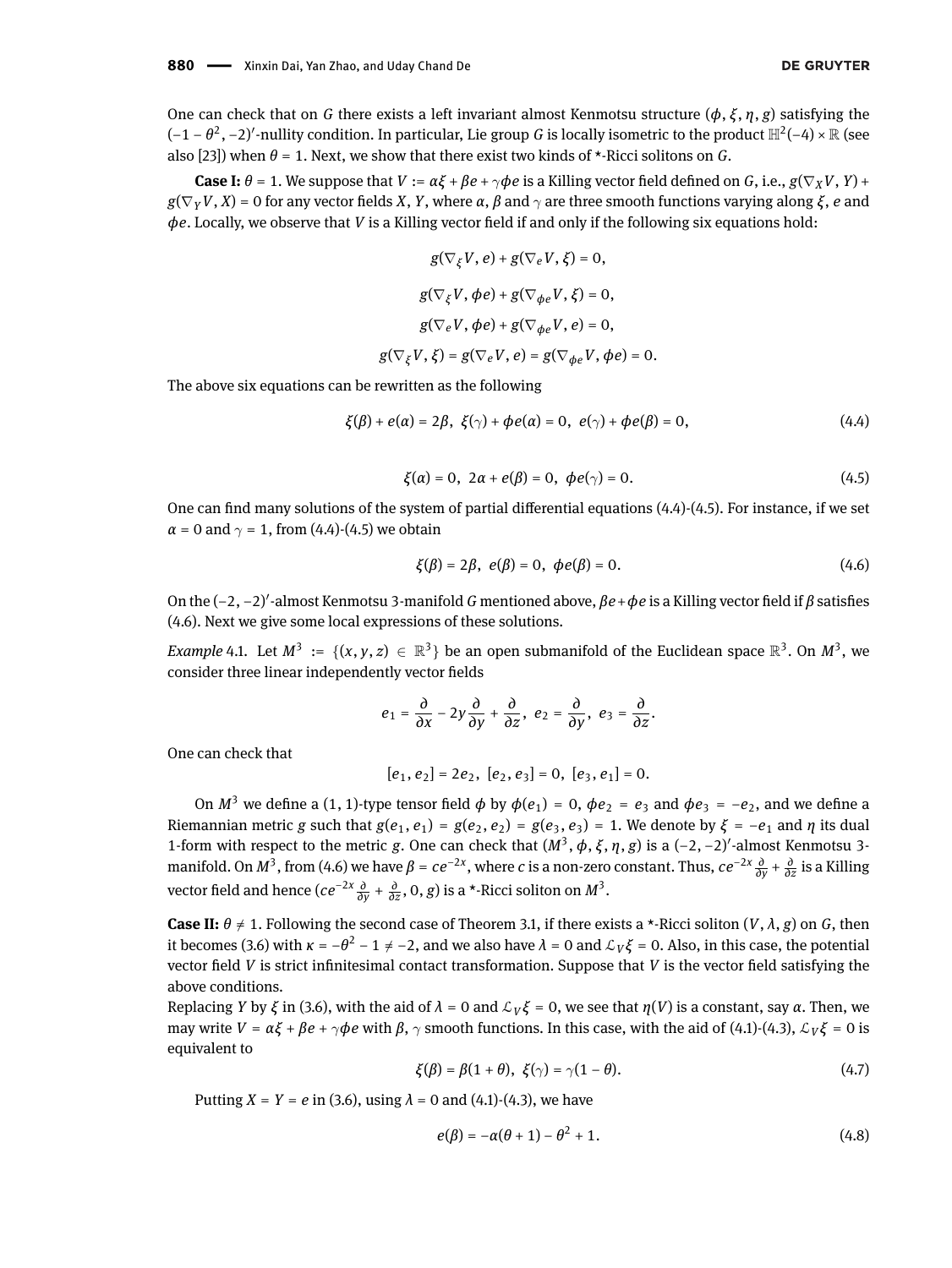One can check that on $G$ there exists a left invariant almost Kenmotsu structure $(\phi, \xi, \eta, g)$ satisfying the $(-1-\theta^2, -2)'$-nullity condition. In particular, Lie group $G$ is locally isometric to the product $\mathbb{H}^2(-4) \times \mathbb{R}$ (see also [23]) when $\theta = 1$. Next, we show that there exist two kinds of *-Ricci solitons on $G$.

**Case I:** $\theta = 1$. We suppose that $V := \alpha\xi + \beta e + \gamma\phi e$ is a Killing vector field defined on $G$, i.e., $g(\nabla_X V, Y) + g(\nabla_Y V, X) = 0$ for any vector fields $X$, $Y$, where $\alpha$, $\beta$ and $\gamma$ are three smooth functions varying along $\xi$, $e$ and $\phi e$. Locally, we observe that $V$ is a Killing vector field if and only if the following six equations hold:

$$g(\nabla_\xi V, e) + g(\nabla_e V, \xi) = 0,$$

$$g(\nabla_\xi V, \phi e) + g(\nabla_{\phi e} V, \xi) = 0,$$

$$g(\nabla_e V, \phi e) + g(\nabla_{\phi e} V, e) = 0,$$

$$g(\nabla_\xi V, \xi) = g(\nabla_e V, e) = g(\nabla_{\phi e} V, \phi e) = 0.$$

The above six equations can be rewritten as the following

$$\xi(\beta) + e(\alpha) = 2\beta, \ \ \xi(\gamma) + \phi e(\alpha) = 0, \ \ e(\gamma) + \phi e(\beta) = 0, \tag{4.4}$$

$$\xi(\alpha) = 0, \ \ 2\alpha + e(\beta) = 0, \ \ \phi e(\gamma) = 0. \tag{4.5}$$

One can find many solutions of the system of partial differential equations (4.4)-(4.5). For instance, if we set $\alpha = 0$ and $\gamma = 1$, from (4.4)-(4.5) we obtain

$$\xi(\beta) = 2\beta, \ \ e(\beta) = 0, \ \ \phi e(\beta) = 0. \tag{4.6}$$

On the $(-2, -2)'$-almost Kenmotsu 3-manifold $G$ mentioned above, $\beta e + \phi e$ is a Killing vector field if $\beta$ satisfies (4.6). Next we give some local expressions of these solutions.

*Example* 4.1. Let $M^3 := \{(x, y, z) \in \mathbb{R}^3\}$ be an open submanifold of the Euclidean space $\mathbb{R}^3$. On $M^3$, we consider three linear independently vector fields

$$e_1 = \frac{\partial}{\partial x} - 2y\frac{\partial}{\partial y} + \frac{\partial}{\partial z}, \ \ e_2 = \frac{\partial}{\partial y}, \ \ e_3 = \frac{\partial}{\partial z}.$$

One can check that

$$[e_1, e_2] = 2e_2, \ \ [e_2, e_3] = 0, \ \ [e_3, e_1] = 0.$$

On $M^3$ we define a (1, 1)-type tensor field $\phi$ by $\phi(e_1) = 0$, $\phi e_2 = e_3$ and $\phi e_3 = -e_2$, and we define a Riemannian metric $g$ such that $g(e_1, e_1) = g(e_2, e_2) = g(e_3, e_3) = 1$. We denote by $\xi = -e_1$ and $\eta$ its dual 1-form with respect to the metric $g$. One can check that $(M^3, \phi, \xi, \eta, g)$ is a $(-2, -2)'$-almost Kenmotsu 3-manifold. On $M^3$, from (4.6) we have $\beta = ce^{-2x}$, where $c$ is a non-zero constant. Thus, $ce^{-2x}\frac{\partial}{\partial y} + \frac{\partial}{\partial z}$ is a Killing vector field and hence $(ce^{-2x}\frac{\partial}{\partial y} + \frac{\partial}{\partial z}, 0, g)$ is a *-Ricci soliton on $M^3$.

**Case II:** $\theta \neq 1$. Following the second case of Theorem 3.1, if there exists a *-Ricci soliton $(V, \lambda, g)$ on $G$, then it becomes (3.6) with $\kappa = -\theta^2 - 1 \neq -2$, and we also have $\lambda = 0$ and $\mathcal{L}_V\xi = 0$. Also, in this case, the potential vector field $V$ is strict infinitesimal contact transformation. Suppose that $V$ is the vector field satisfying the above conditions.

Replacing $Y$ by $\xi$ in (3.6), with the aid of $\lambda = 0$ and $\mathcal{L}_V\xi = 0$, we see that $\eta(V)$ is a constant, say $\alpha$. Then, we may write $V = \alpha\xi + \beta e + \gamma\phi e$ with $\beta$, $\gamma$ smooth functions. In this case, with the aid of (4.1)-(4.3), $\mathcal{L}_V\xi = 0$ is equivalent to

$$\xi(\beta) = \beta(1 + \theta), \ \ \xi(\gamma) = \gamma(1 - \theta). \tag{4.7}$$

Putting $X = Y = e$ in (3.6), using $\lambda = 0$ and (4.1)-(4.3), we have

$$e(\beta) = -\alpha(\theta + 1) - \theta^2 + 1. \tag{4.8}$$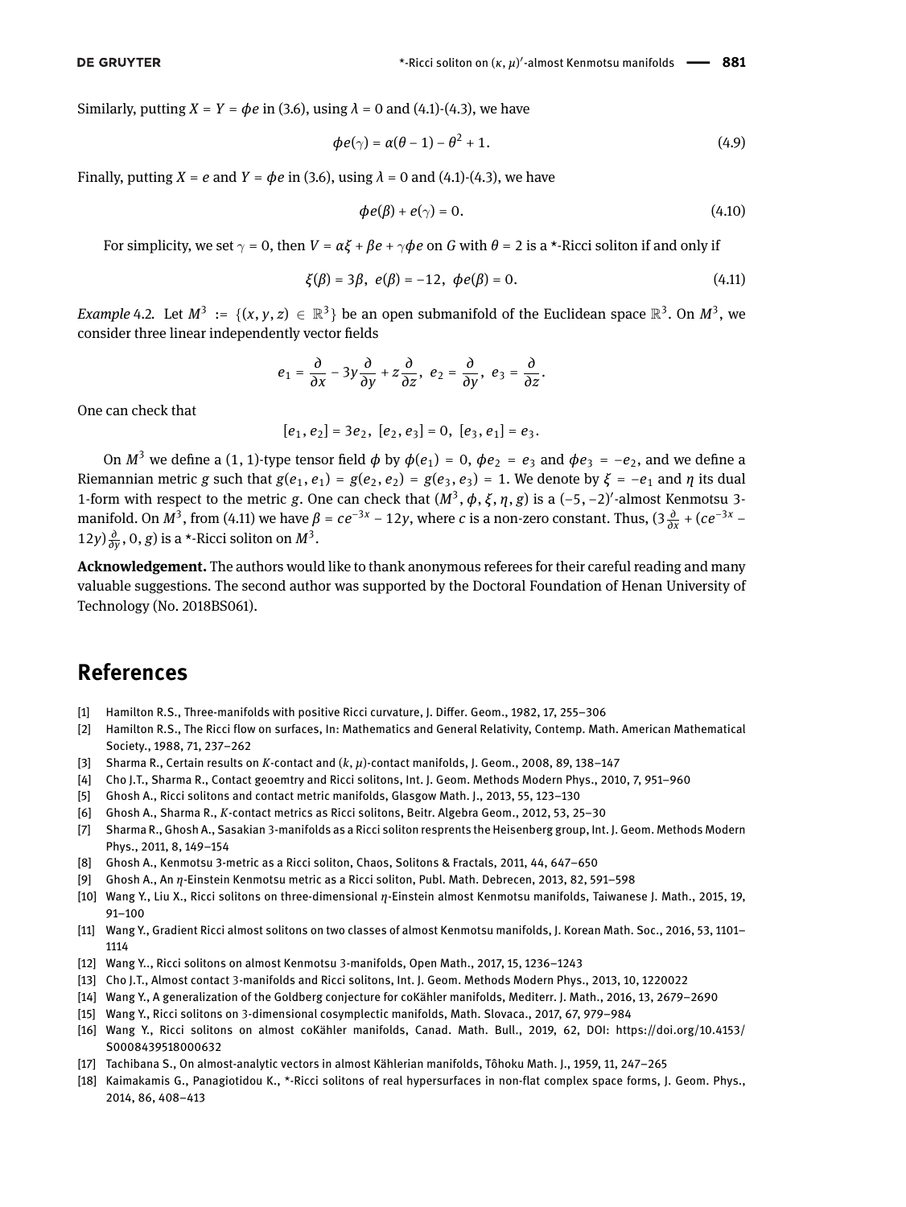Similarly, putting $X = Y = \phi e$ in (3.6), using $\lambda = 0$ and (4.1)-(4.3), we have

$$\phi e(\gamma) = \alpha(\theta - 1) - \theta^2 + 1. \tag{4.9}$$

Finally, putting $X = e$ and $Y = \phi e$ in (3.6), using $\lambda = 0$ and (4.1)-(4.3), we have

$$\phi e(\beta) + e(\gamma) = 0. \tag{4.10}$$

For simplicity, we set $\gamma = 0$, then $V = \alpha\xi + \beta e + \gamma\phi e$ on $G$ with $\theta = 2$ is a *-Ricci soliton if and only if

$$\xi(\beta) = 3\beta, \;\; e(\beta) = -12, \;\; \phi e(\beta) = 0. \tag{4.11}$$

*Example* 4.2. Let $M^3 := \{(x, y, z) \in \mathbb{R}^3\}$ be an open submanifold of the Euclidean space $\mathbb{R}^3$. On $M^3$, we consider three linear independently vector fields

$$e_1 = \frac{\partial}{\partial x} - 3y\frac{\partial}{\partial y} + z\frac{\partial}{\partial z}, \;\; e_2 = \frac{\partial}{\partial y}, \;\; e_3 = \frac{\partial}{\partial z}.$$

One can check that

$$[e_1, e_2] = 3e_2, \;\; [e_2, e_3] = 0, \;\; [e_3, e_1] = e_3.$$

On $M^3$ we define a $(1, 1)$-type tensor field $\phi$ by $\phi(e_1) = 0$, $\phi e_2 = e_3$ and $\phi e_3 = -e_2$, and we define a Riemannian metric $g$ such that $g(e_1, e_1) = g(e_2, e_2) = g(e_3, e_3) = 1$. We denote by $\xi = -e_1$ and $\eta$ its dual 1-form with respect to the metric $g$. One can check that $(M^3, \phi, \xi, \eta, g)$ is a $(-5, -2)'$-almost Kenmotsu 3-manifold. On $M^3$, from (4.11) we have $\beta = ce^{-3x} - 12y$, where $c$ is a non-zero constant. Thus, $(3\frac{\partial}{\partial x} + (ce^{-3x} - 12y)\frac{\partial}{\partial y}, 0, g)$ is a *-Ricci soliton on $M^3$.

**Acknowledgement.** The authors would like to thank anonymous referees for their careful reading and many valuable suggestions. The second author was supported by the Doctoral Foundation of Henan University of Technology (No. 2018BS061).

# References

[1] Hamilton R.S., Three-manifolds with positive Ricci curvature, J. Differ. Geom., 1982, 17, 255–306

[2] Hamilton R.S., The Ricci flow on surfaces, In: Mathematics and General Relativity, Contemp. Math. American Mathematical Society., 1988, 71, 237–262

[3] Sharma R., Certain results on $K$-contact and $(k, \mu)$-contact manifolds, J. Geom., 2008, 89, 138–147

[4] Cho J.T., Sharma R., Contact geoemtry and Ricci solitons, Int. J. Geom. Methods Modern Phys., 2010, 7, 951–960

[5] Ghosh A., Ricci solitons and contact metric manifolds, Glasgow Math. J., 2013, 55, 123–130

[6] Ghosh A., Sharma R., $K$-contact metrics as Ricci solitons, Beitr. Algebra Geom., 2012, 53, 25–30

[7] Sharma R., Ghosh A., Sasakian 3-manifolds as a Ricci soliton resprents the Heisenberg group, Int. J. Geom. Methods Modern Phys., 2011, 8, 149–154

[8] Ghosh A., Kenmotsu 3-metric as a Ricci soliton, Chaos, Solitons & Fractals, 2011, 44, 647–650

[9] Ghosh A., An $\eta$-Einstein Kenmotsu metric as a Ricci soliton, Publ. Math. Debrecen, 2013, 82, 591–598

[10] Wang Y., Liu X., Ricci solitons on three-dimensional $\eta$-Einstein almost Kenmotsu manifolds, Taiwanese J. Math., 2015, 19, 91–100

[11] Wang Y., Gradient Ricci almost solitons on two classes of almost Kenmotsu manifolds, J. Korean Math. Soc., 2016, 53, 1101–1114

[12] Wang Y.., Ricci solitons on almost Kenmotsu 3-manifolds, Open Math., 2017, 15, 1236–1243

[13] Cho J.T., Almost contact 3-manifolds and Ricci solitons, Int. J. Geom. Methods Modern Phys., 2013, 10, 1220022

[14] Wang Y., A generalization of the Goldberg conjecture for coKähler manifolds, Mediterr. J. Math., 2016, 13, 2679–2690

[15] Wang Y., Ricci solitons on 3-dimensional cosymplectic manifolds, Math. Slovaca., 2017, 67, 979–984

[16] Wang Y., Ricci solitons on almost coKähler manifolds, Canad. Math. Bull., 2019, 62, DOI: https://doi.org/10.4153/S0008439518000632

[17] Tachibana S., On almost-analytic vectors in almost Kählerian manifolds, Tôhoku Math. J., 1959, 11, 247–265

[18] Kaimakamis G., Panagiotidou K., *-Ricci solitons of real hypersurfaces in non-flat complex space forms, J. Geom. Phys., 2014, 86, 408–413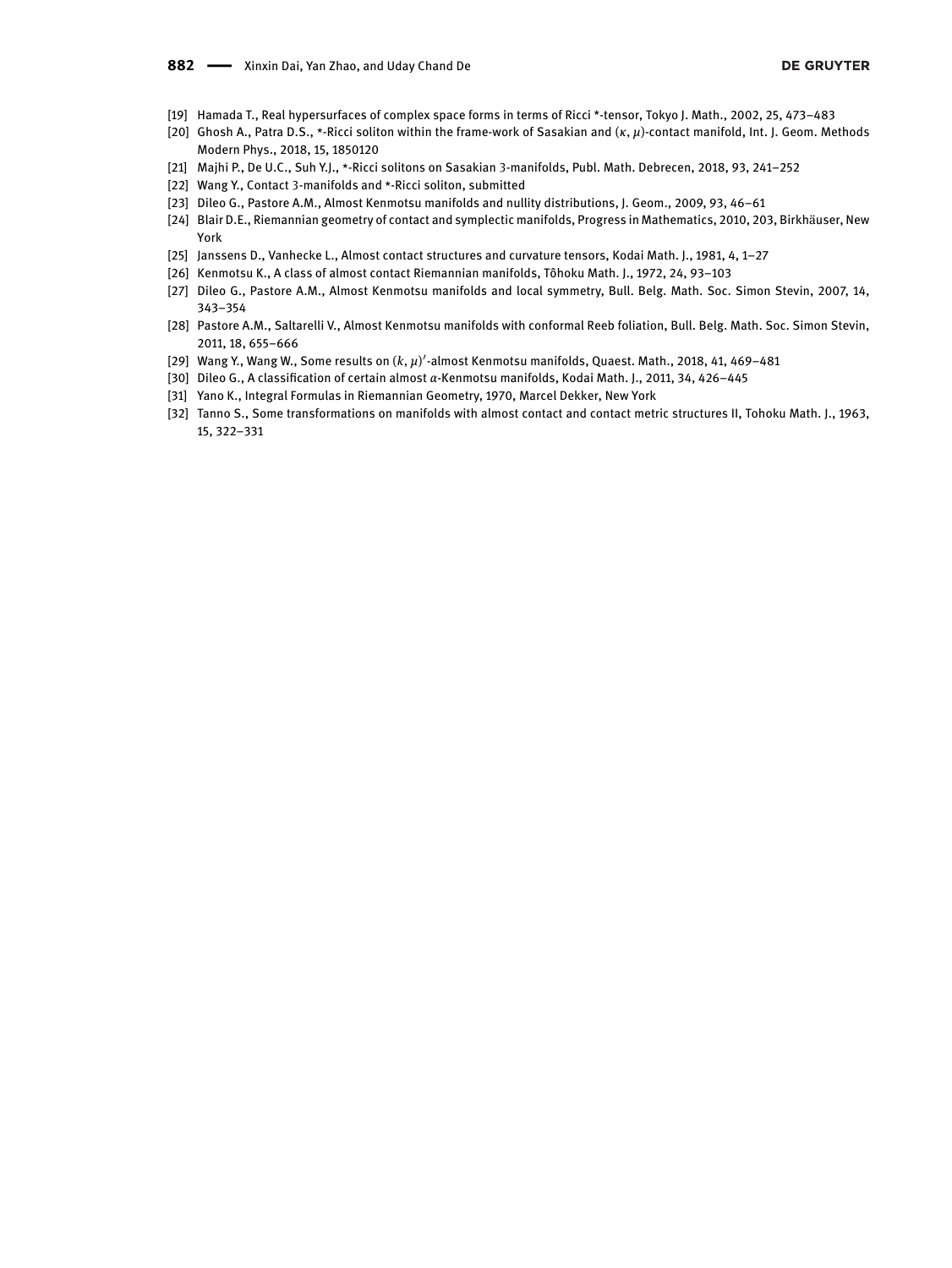[19] Hamada T., Real hypersurfaces of complex space forms in terms of Ricci *-tensor, Tokyo J. Math., 2002, 25, 473–483

[20] Ghosh A., Patra D.S., *-Ricci soliton within the frame-work of Sasakian and $(\kappa, \mu)$-contact manifold, Int. J. Geom. Methods Modern Phys., 2018, 15, 1850120

[21] Majhi P., De U.C., Suh Y.J., *-Ricci solitons on Sasakian 3-manifolds, Publ. Math. Debrecen, 2018, 93, 241–252

[22] Wang Y., Contact 3-manifolds and *-Ricci soliton, submitted

[23] Dileo G., Pastore A.M., Almost Kenmotsu manifolds and nullity distributions, J. Geom., 2009, 93, 46–61

[24] Blair D.E., Riemannian geometry of contact and symplectic manifolds, Progress in Mathematics, 2010, 203, Birkhäuser, New York

[25] Janssens D., Vanhecke L., Almost contact structures and curvature tensors, Kodai Math. J., 1981, 4, 1–27

[26] Kenmotsu K., A class of almost contact Riemannian manifolds, Tôhoku Math. J., 1972, 24, 93–103

[27] Dileo G., Pastore A.M., Almost Kenmotsu manifolds and local symmetry, Bull. Belg. Math. Soc. Simon Stevin, 2007, 14, 343–354

[28] Pastore A.M., Saltarelli V., Almost Kenmotsu manifolds with conformal Reeb foliation, Bull. Belg. Math. Soc. Simon Stevin, 2011, 18, 655–666

[29] Wang Y., Wang W., Some results on $(k, \mu)'$-almost Kenmotsu manifolds, Quaest. Math., 2018, 41, 469–481

[30] Dileo G., A classification of certain almost $\alpha$-Kenmotsu manifolds, Kodai Math. J., 2011, 34, 426–445

[31] Yano K., Integral Formulas in Riemannian Geometry, 1970, Marcel Dekker, New York

[32] Tanno S., Some transformations on manifolds with almost contact and contact metric structures II, Tohoku Math. J., 1963, 15, 322–331